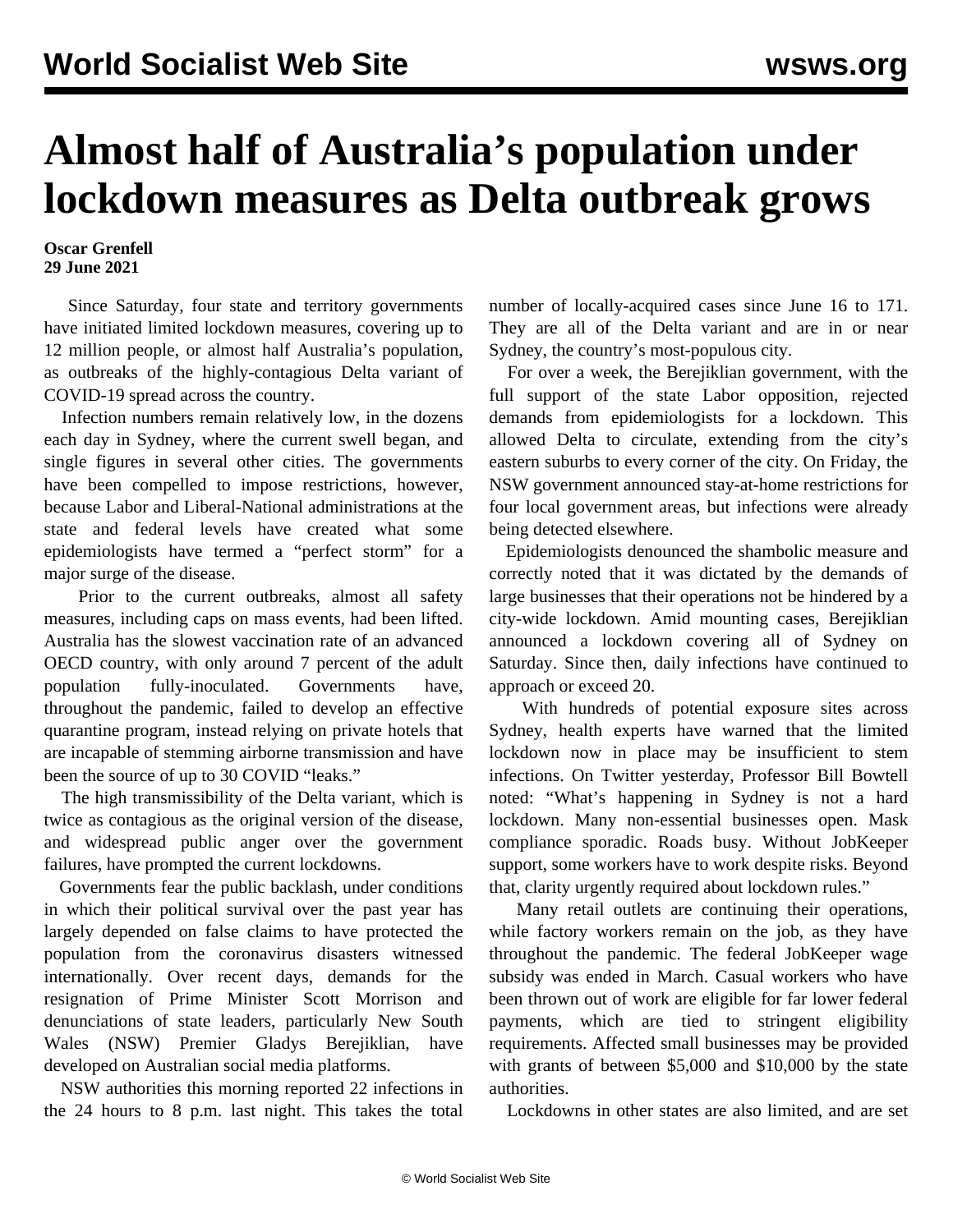# Almost half of Australia’s population under lockdown measures as Delta outbreak grows

**Oscar Grenfell**
**29 June 2021**

Since Saturday, four state and territory governments have initiated limited lockdown measures, covering up to 12 million people, or almost half Australia’s population, as outbreaks of the highly-contagious Delta variant of COVID-19 spread across the country.

Infection numbers remain relatively low, in the dozens each day in Sydney, where the current swell began, and single figures in several other cities. The governments have been compelled to impose restrictions, however, because Labor and Liberal-National administrations at the state and federal levels have created what some epidemiologists have termed a “perfect storm” for a major surge of the disease.

Prior to the current outbreaks, almost all safety measures, including caps on mass events, had been lifted. Australia has the slowest vaccination rate of an advanced OECD country, with only around 7 percent of the adult population fully-inoculated. Governments have, throughout the pandemic, failed to develop an effective quarantine program, instead relying on private hotels that are incapable of stemming airborne transmission and have been the source of up to 30 COVID “leaks.”

The high transmissibility of the Delta variant, which is twice as contagious as the original version of the disease, and widespread public anger over the government failures, have prompted the current lockdowns.

Governments fear the public backlash, under conditions in which their political survival over the past year has largely depended on false claims to have protected the population from the coronavirus disasters witnessed internationally. Over recent days, demands for the resignation of Prime Minister Scott Morrison and denunciations of state leaders, particularly New South Wales (NSW) Premier Gladys Berejiklian, have developed on Australian social media platforms.

NSW authorities this morning reported 22 infections in the 24 hours to 8 p.m. last night. This takes the total number of locally-acquired cases since June 16 to 171. They are all of the Delta variant and are in or near Sydney, the country’s most-populous city.

For over a week, the Berejiklian government, with the full support of the state Labor opposition, rejected demands from epidemiologists for a lockdown. This allowed Delta to circulate, extending from the city’s eastern suburbs to every corner of the city. On Friday, the NSW government announced stay-at-home restrictions for four local government areas, but infections were already being detected elsewhere.

Epidemiologists denounced the shambolic measure and correctly noted that it was dictated by the demands of large businesses that their operations not be hindered by a city-wide lockdown. Amid mounting cases, Berejiklian announced a lockdown covering all of Sydney on Saturday. Since then, daily infections have continued to approach or exceed 20.

With hundreds of potential exposure sites across Sydney, health experts have warned that the limited lockdown now in place may be insufficient to stem infections. On Twitter yesterday, Professor Bill Bowtell noted: “What’s happening in Sydney is not a hard lockdown. Many non-essential businesses open. Mask compliance sporadic. Roads busy. Without JobKeeper support, some workers have to work despite risks. Beyond that, clarity urgently required about lockdown rules.”

Many retail outlets are continuing their operations, while factory workers remain on the job, as they have throughout the pandemic. The federal JobKeeper wage subsidy was ended in March. Casual workers who have been thrown out of work are eligible for far lower federal payments, which are tied to stringent eligibility requirements. Affected small businesses may be provided with grants of between $5,000 and $10,000 by the state authorities.

Lockdowns in other states are also limited, and are set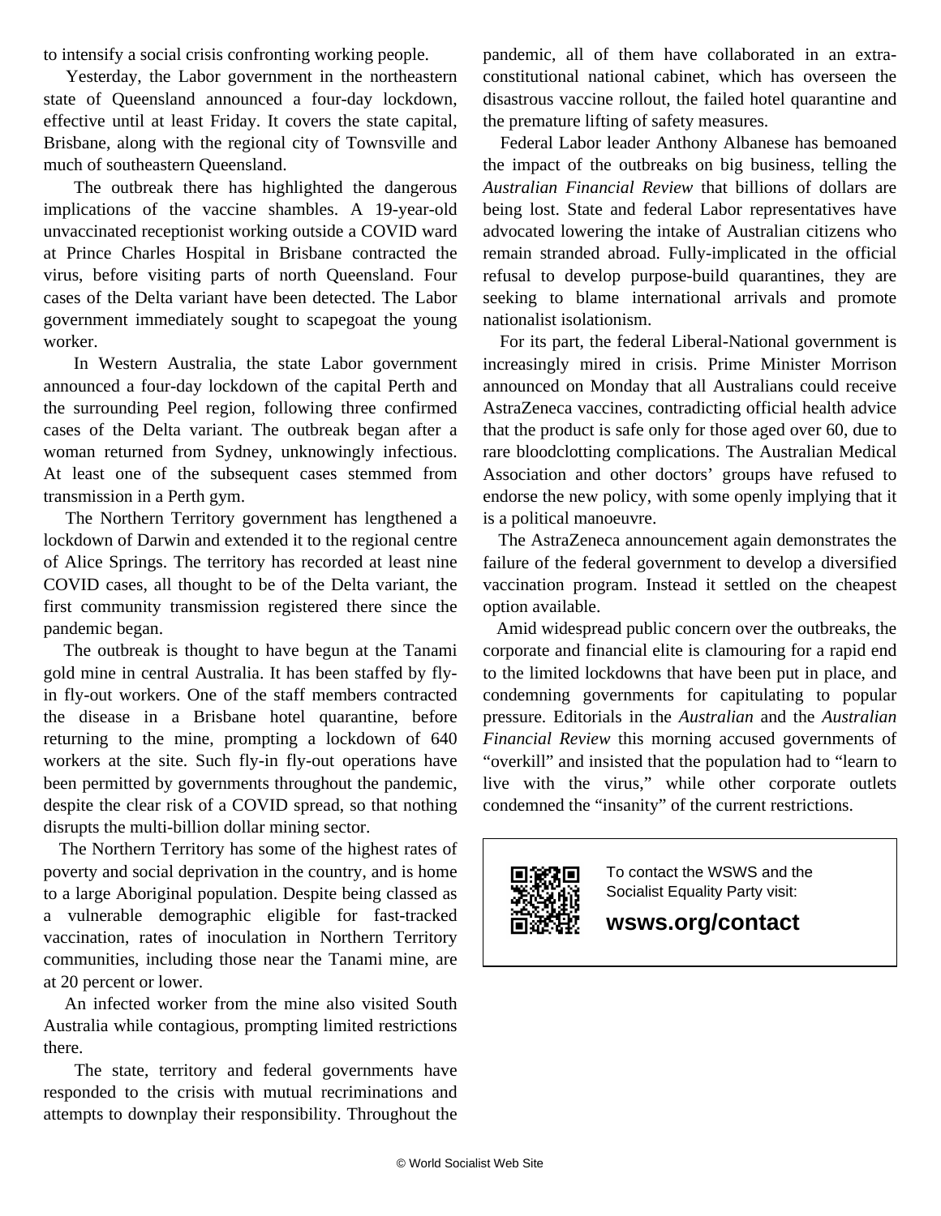to intensify a social crisis confronting working people.

Yesterday, the Labor government in the northeastern state of Queensland announced a four-day lockdown, effective until at least Friday. It covers the state capital, Brisbane, along with the regional city of Townsville and much of southeastern Queensland.

The outbreak there has highlighted the dangerous implications of the vaccine shambles. A 19-year-old unvaccinated receptionist working outside a COVID ward at Prince Charles Hospital in Brisbane contracted the virus, before visiting parts of north Queensland. Four cases of the Delta variant have been detected. The Labor government immediately sought to scapegoat the young worker.

In Western Australia, the state Labor government announced a four-day lockdown of the capital Perth and the surrounding Peel region, following three confirmed cases of the Delta variant. The outbreak began after a woman returned from Sydney, unknowingly infectious. At least one of the subsequent cases stemmed from transmission in a Perth gym.

The Northern Territory government has lengthened a lockdown of Darwin and extended it to the regional centre of Alice Springs. The territory has recorded at least nine COVID cases, all thought to be of the Delta variant, the first community transmission registered there since the pandemic began.

The outbreak is thought to have begun at the Tanami gold mine in central Australia. It has been staffed by fly-in fly-out workers. One of the staff members contracted the disease in a Brisbane hotel quarantine, before returning to the mine, prompting a lockdown of 640 workers at the site. Such fly-in fly-out operations have been permitted by governments throughout the pandemic, despite the clear risk of a COVID spread, so that nothing disrupts the multi-billion dollar mining sector.

The Northern Territory has some of the highest rates of poverty and social deprivation in the country, and is home to a large Aboriginal population. Despite being classed as a vulnerable demographic eligible for fast-tracked vaccination, rates of inoculation in Northern Territory communities, including those near the Tanami mine, are at 20 percent or lower.

An infected worker from the mine also visited South Australia while contagious, prompting limited restrictions there.

The state, territory and federal governments have responded to the crisis with mutual recriminations and attempts to downplay their responsibility. Throughout the pandemic, all of them have collaborated in an extra-constitutional national cabinet, which has overseen the disastrous vaccine rollout, the failed hotel quarantine and the premature lifting of safety measures.

Federal Labor leader Anthony Albanese has bemoaned the impact of the outbreaks on big business, telling the *Australian Financial Review* that billions of dollars are being lost. State and federal Labor representatives have advocated lowering the intake of Australian citizens who remain stranded abroad. Fully-implicated in the official refusal to develop purpose-build quarantines, they are seeking to blame international arrivals and promote nationalist isolationism.

For its part, the federal Liberal-National government is increasingly mired in crisis. Prime Minister Morrison announced on Monday that all Australians could receive AstraZeneca vaccines, contradicting official health advice that the product is safe only for those aged over 60, due to rare bloodclotting complications. The Australian Medical Association and other doctors' groups have refused to endorse the new policy, with some openly implying that it is a political manoeuvre.

The AstraZeneca announcement again demonstrates the failure of the federal government to develop a diversified vaccination program. Instead it settled on the cheapest option available.

Amid widespread public concern over the outbreaks, the corporate and financial elite is clamouring for a rapid end to the limited lockdowns that have been put in place, and condemning governments for capitulating to popular pressure. Editorials in the *Australian* and the *Australian Financial Review* this morning accused governments of "overkill" and insisted that the population had to "learn to live with the virus," while other corporate outlets condemned the "insanity" of the current restrictions.

To contact the WSWS and the Socialist Equality Party visit:

**wsws.org/contact**